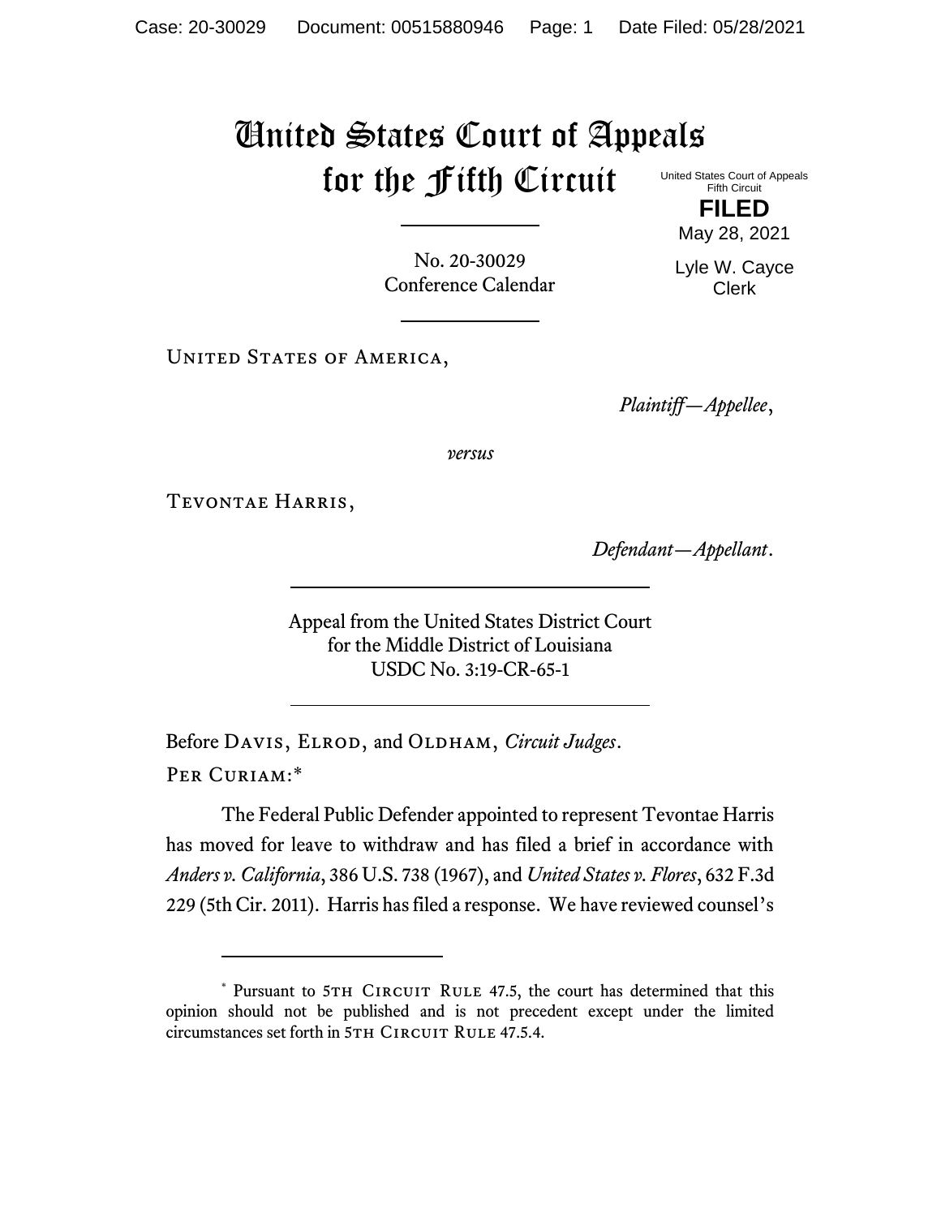# United States Court of Appeals for the Fifth Circuit

United States Court of Appeals
Fifth Circuit

**FILED**

May 28, 2021

Lyle W. Cayce
Clerk

No. 20-30029
Conference Calendar

---

United States of America,

*Plaintiff—Appellee*,

*versus*

Tevontae Harris,

*Defendant—Appellant*.

---

Appeal from the United States District Court
for the Middle District of Louisiana
USDC No. 3:19-CR-65-1

---

Before Davis, Elrod, and Oldham, *Circuit Judges*.

Per Curiam:*

The Federal Public Defender appointed to represent Tevontae Harris has moved for leave to withdraw and has filed a brief in accordance with *Anders v. California*, 386 U.S. 738 (1967), and *United States v. Flores*, 632 F.3d 229 (5th Cir. 2011). Harris has filed a response. We have reviewed counsel's

---

* Pursuant to 5th Circuit Rule 47.5, the court has determined that this opinion should not be published and is not precedent except under the limited circumstances set forth in 5th Circuit Rule 47.5.4.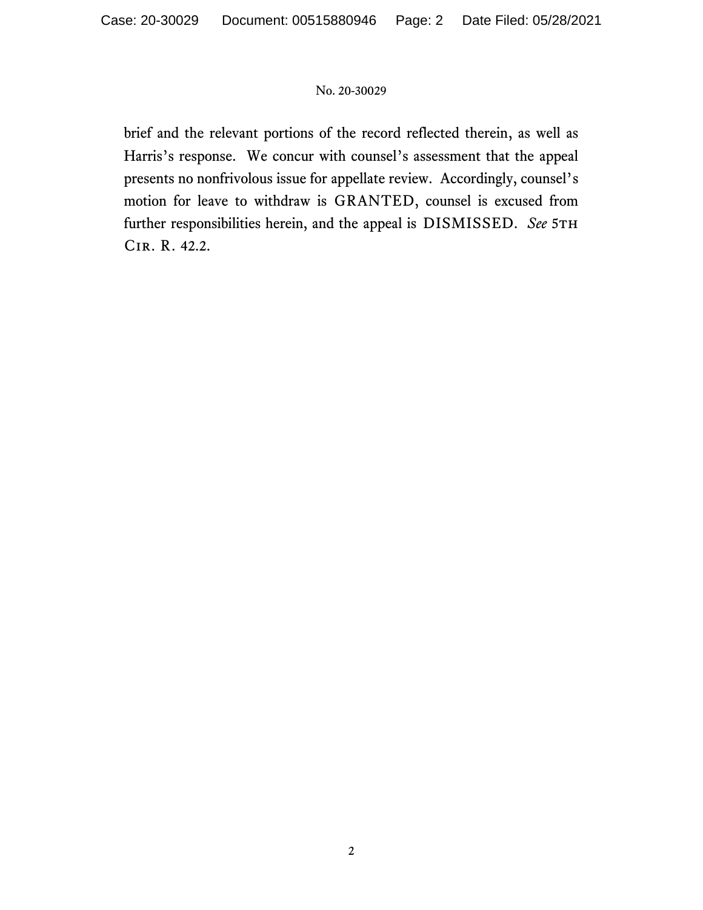brief and the relevant portions of the record reflected therein, as well as Harris's response. We concur with counsel's assessment that the appeal presents no nonfrivolous issue for appellate review. Accordingly, counsel's motion for leave to withdraw is GRANTED, counsel is excused from further responsibilities herein, and the appeal is DISMISSED. *See* 5TH CIR. R. 42.2.